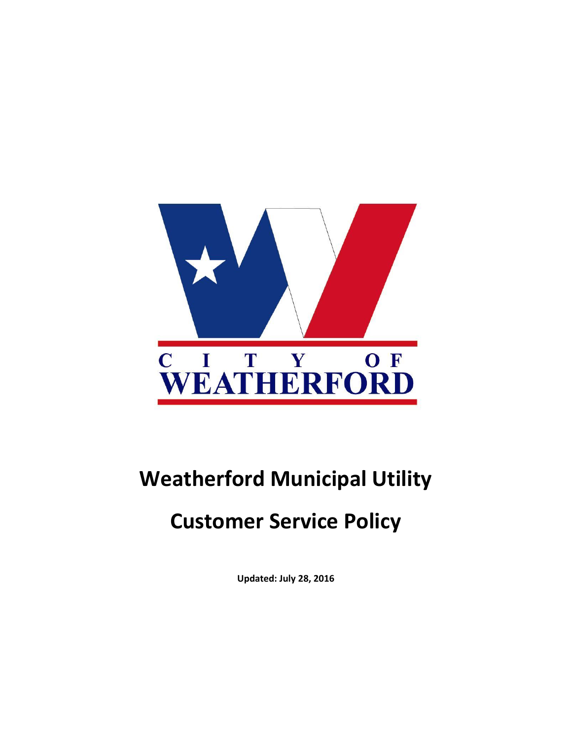CITY OF WEATHERFORD

# Weatherford Municipal Utility

# Customer Service Policy

**Updated: July 28, 2016**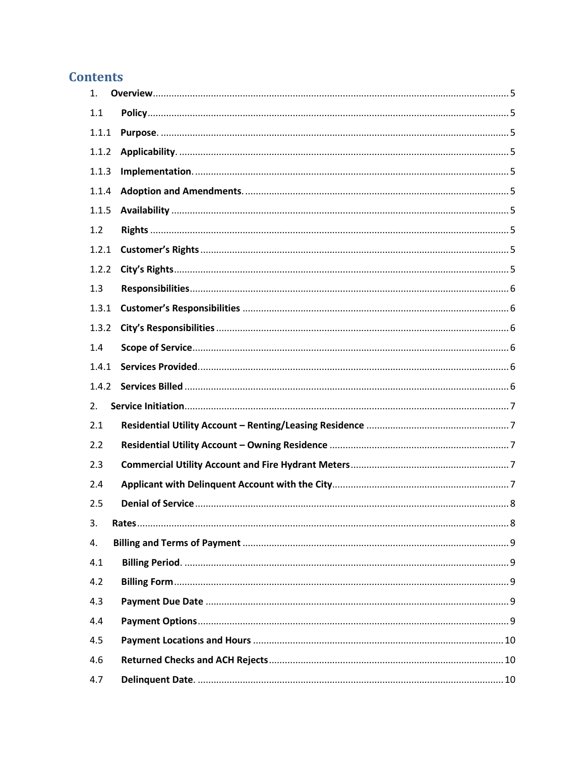## Contents

1. **Overview** ..... 5

1.1 **Policy** ..... 5

1.1.1 **Purpose**. ..... 5

1.1.2 **Applicability**. ..... 5

1.1.3 **Implementation**. ..... 5

1.1.4 **Adoption and Amendments**. ..... 5

1.1.5 **Availability** ..... 5

1.2 **Rights** ..... 5

1.2.1 **Customer's Rights** ..... 5

1.2.2 **City's Rights** ..... 5

1.3 **Responsibilities** ..... 6

1.3.1 **Customer's Responsibilities** ..... 6

1.3.2 **City's Responsibilities** ..... 6

1.4 **Scope of Service** ..... 6

1.4.1 **Services Provided** ..... 6

1.4.2 **Services Billed** ..... 6

2. **Service Initiation** ..... 7

2.1 **Residential Utility Account – Renting/Leasing Residence** ..... 7

2.2 **Residential Utility Account – Owning Residence** ..... 7

2.3 **Commercial Utility Account and Fire Hydrant Meters** ..... 7

2.4 **Applicant with Delinquent Account with the City** ..... 7

2.5 **Denial of Service** ..... 8

3. **Rates** ..... 8

4. **Billing and Terms of Payment** ..... 9

4.1 **Billing Period**. ..... 9

4.2 **Billing Form** ..... 9

4.3 **Payment Due Date** ..... 9

4.4 **Payment Options** ..... 9

4.5 **Payment Locations and Hours** ..... 10

4.6 **Returned Checks and ACH Rejects** ..... 10

4.7 **Delinquent Date**. ..... 10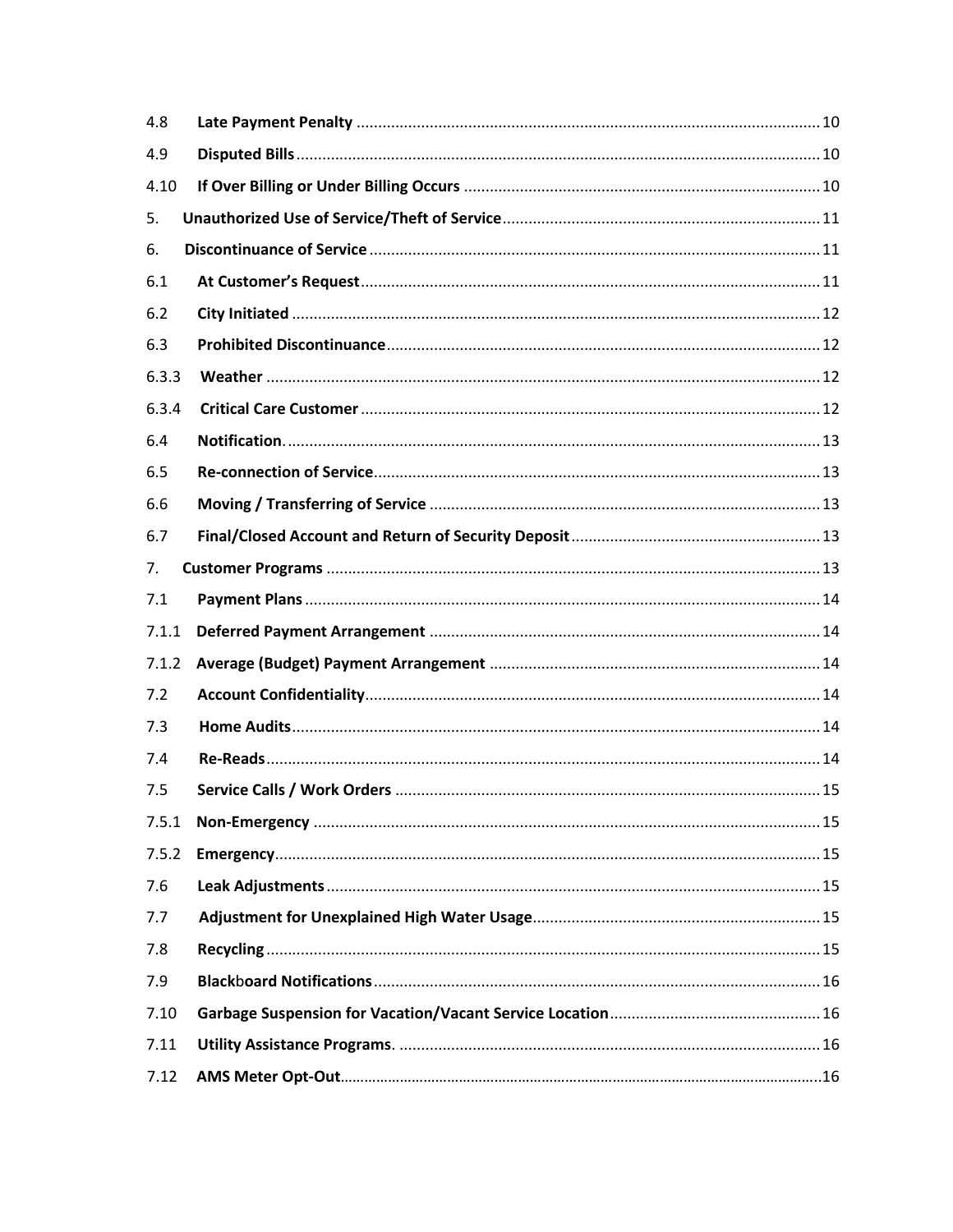| | | |
|---|---|---|
| 4.8 | **Late Payment Penalty** | 10 |
| 4.9 | **Disputed Bills** | 10 |
| 4.10 | **If Over Billing or Under Billing Occurs** | 10 |
| 5. | **Unauthorized Use of Service/Theft of Service** | 11 |
| 6. | **Discontinuance of Service** | 11 |
| 6.1 | **At Customer's Request** | 11 |
| 6.2 | **City Initiated** | 12 |
| 6.3 | **Prohibited Discontinuance** | 12 |
| 6.3.3 | **Weather** | 12 |
| 6.3.4 | **Critical Care Customer** | 12 |
| 6.4 | **Notification.** | 13 |
| 6.5 | **Re-connection of Service** | 13 |
| 6.6 | **Moving / Transferring of Service** | 13 |
| 6.7 | **Final/Closed Account and Return of Security Deposit** | 13 |
| 7. | **Customer Programs** | 13 |
| 7.1 | **Payment Plans** | 14 |
| 7.1.1 | **Deferred Payment Arrangement** | 14 |
| 7.1.2 | **Average (Budget) Payment Arrangement** | 14 |
| 7.2 | **Account Confidentiality** | 14 |
| 7.3 | **Home Audits** | 14 |
| 7.4 | **Re-Reads** | 14 |
| 7.5 | **Service Calls / Work Orders** | 15 |
| 7.5.1 | **Non-Emergency** | 15 |
| 7.5.2 | **Emergency** | 15 |
| 7.6 | **Leak Adjustments** | 15 |
| 7.7 | **Adjustment for Unexplained High Water Usage** | 15 |
| 7.8 | **Recycling** | 15 |
| 7.9 | **Blackboard Notifications** | 16 |
| 7.10 | **Garbage Suspension for Vacation/Vacant Service Location** | 16 |
| 7.11 | **Utility Assistance Programs.** | 16 |
| 7.12 | **AMS Meter Opt-Out** | 16 |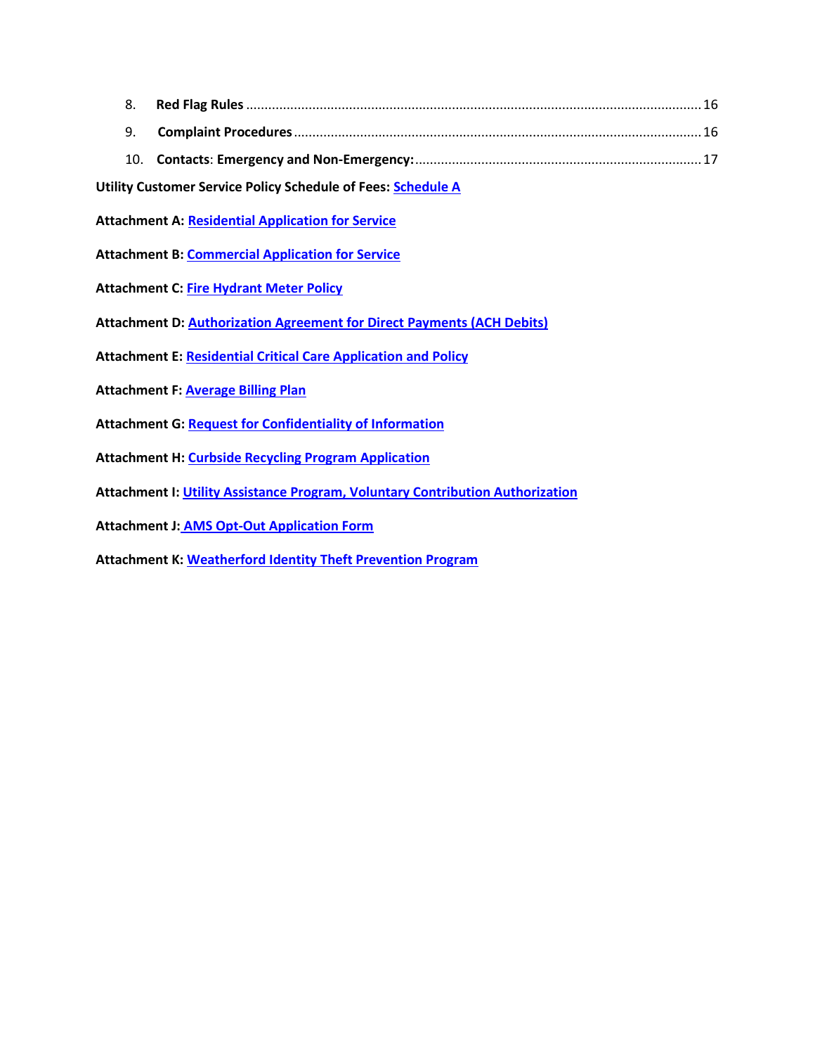8. **Red Flag Rules** .......................................................................................................................... 16

9. **Complaint Procedures** ............................................................................................................. 16

10. **Contacts**: **Emergency and Non-Emergency:** ........................................................................... 17

**Utility Customer Service Policy Schedule of Fees:** Schedule A

**Attachment A:** Residential Application for Service

**Attachment B:** Commercial Application for Service

**Attachment C:** Fire Hydrant Meter Policy

**Attachment D:** Authorization Agreement for Direct Payments (ACH Debits)

**Attachment E:** Residential Critical Care Application and Policy

**Attachment F:** Average Billing Plan

**Attachment G:** Request for Confidentiality of Information

**Attachment H:** Curbside Recycling Program Application

**Attachment I:** Utility Assistance Program, Voluntary Contribution Authorization

**Attachment J:** AMS Opt-Out Application Form

**Attachment K:** Weatherford Identity Theft Prevention Program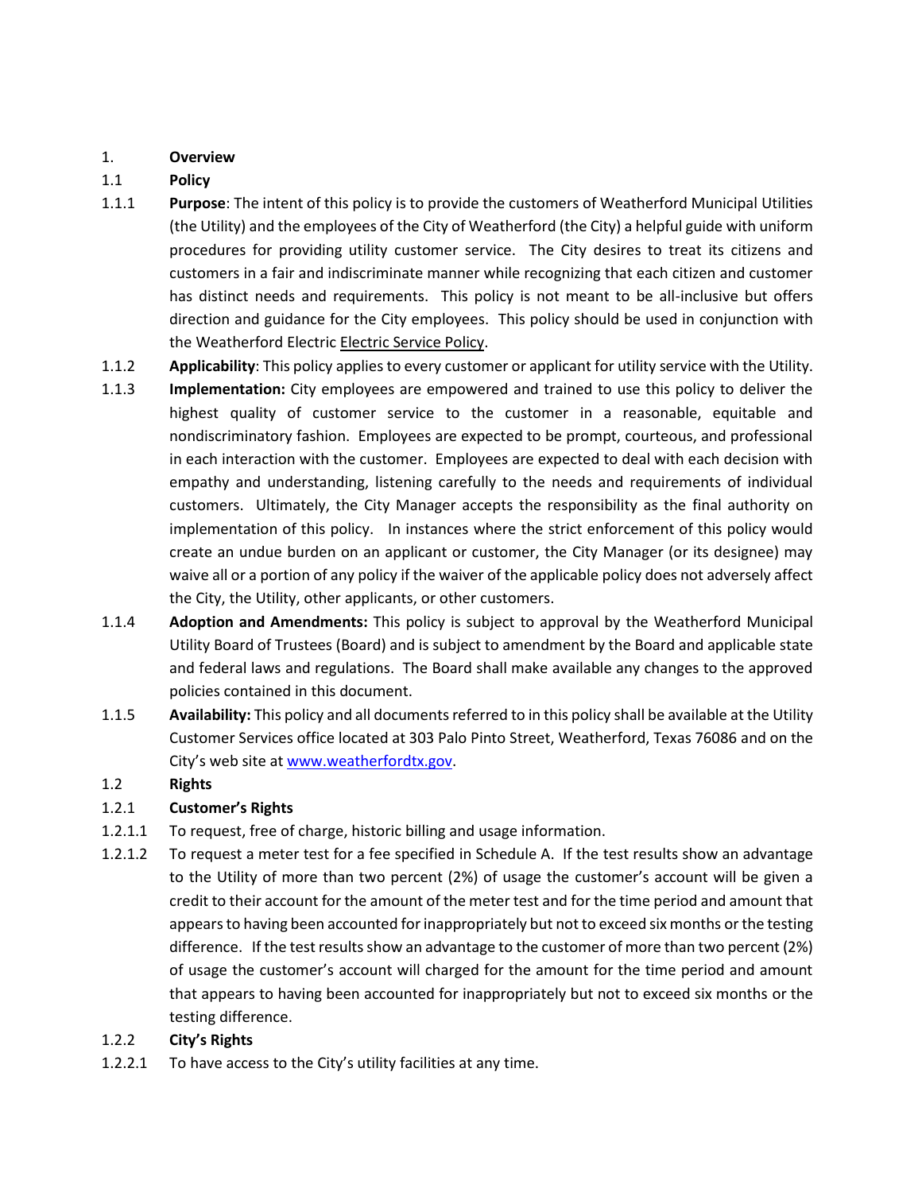1. **Overview**

1.1 **Policy**

1.1.1 **Purpose**: The intent of this policy is to provide the customers of Weatherford Municipal Utilities (the Utility) and the employees of the City of Weatherford (the City) a helpful guide with uniform procedures for providing utility customer service. The City desires to treat its citizens and customers in a fair and indiscriminate manner while recognizing that each citizen and customer has distinct needs and requirements. This policy is not meant to be all-inclusive but offers direction and guidance for the City employees. This policy should be used in conjunction with the Weatherford Electric Electric Service Policy.

1.1.2 **Applicability**: This policy applies to every customer or applicant for utility service with the Utility.

1.1.3 **Implementation:** City employees are empowered and trained to use this policy to deliver the highest quality of customer service to the customer in a reasonable, equitable and nondiscriminatory fashion. Employees are expected to be prompt, courteous, and professional in each interaction with the customer. Employees are expected to deal with each decision with empathy and understanding, listening carefully to the needs and requirements of individual customers. Ultimately, the City Manager accepts the responsibility as the final authority on implementation of this policy. In instances where the strict enforcement of this policy would create an undue burden on an applicant or customer, the City Manager (or its designee) may waive all or a portion of any policy if the waiver of the applicable policy does not adversely affect the City, the Utility, other applicants, or other customers.

1.1.4 **Adoption and Amendments:** This policy is subject to approval by the Weatherford Municipal Utility Board of Trustees (Board) and is subject to amendment by the Board and applicable state and federal laws and regulations. The Board shall make available any changes to the approved policies contained in this document.

1.1.5 **Availability:** This policy and all documents referred to in this policy shall be available at the Utility Customer Services office located at 303 Palo Pinto Street, Weatherford, Texas 76086 and on the City's web site at www.weatherfordtx.gov.

1.2 **Rights**

1.2.1 **Customer's Rights**

1.2.1.1 To request, free of charge, historic billing and usage information.

1.2.1.2 To request a meter test for a fee specified in Schedule A. If the test results show an advantage to the Utility of more than two percent (2%) of usage the customer's account will be given a credit to their account for the amount of the meter test and for the time period and amount that appears to having been accounted for inappropriately but not to exceed six months or the testing difference. If the test results show an advantage to the customer of more than two percent (2%) of usage the customer's account will charged for the amount for the time period and amount that appears to having been accounted for inappropriately but not to exceed six months or the testing difference.

1.2.2 **City's Rights**

1.2.2.1 To have access to the City's utility facilities at any time.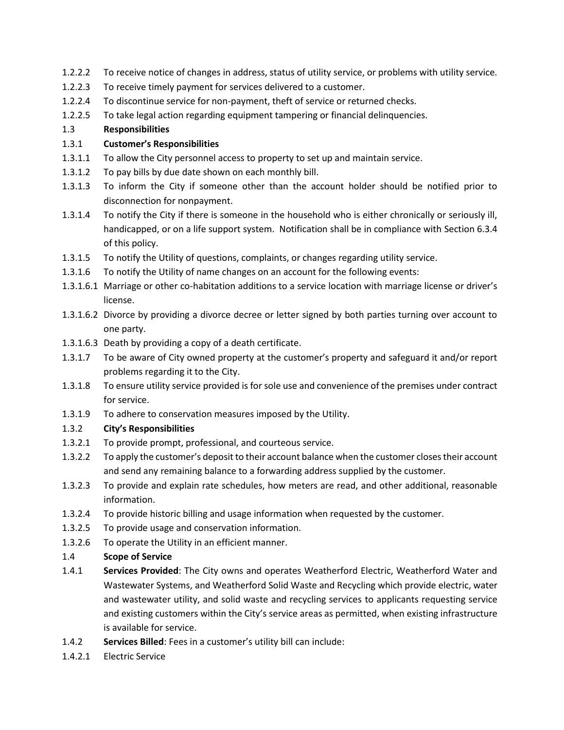1.2.2.2 To receive notice of changes in address, status of utility service, or problems with utility service.

1.2.2.3 To receive timely payment for services delivered to a customer.

1.2.2.4 To discontinue service for non-payment, theft of service or returned checks.

1.2.2.5 To take legal action regarding equipment tampering or financial delinquencies.

1.3 **Responsibilities**

1.3.1 **Customer's Responsibilities**

1.3.1.1 To allow the City personnel access to property to set up and maintain service.

1.3.1.2 To pay bills by due date shown on each monthly bill.

1.3.1.3 To inform the City if someone other than the account holder should be notified prior to disconnection for nonpayment.

1.3.1.4 To notify the City if there is someone in the household who is either chronically or seriously ill, handicapped, or on a life support system. Notification shall be in compliance with Section 6.3.4 of this policy.

1.3.1.5 To notify the Utility of questions, complaints, or changes regarding utility service.

1.3.1.6 To notify the Utility of name changes on an account for the following events:

1.3.1.6.1 Marriage or other co-habitation additions to a service location with marriage license or driver's license.

1.3.1.6.2 Divorce by providing a divorce decree or letter signed by both parties turning over account to one party.

1.3.1.6.3 Death by providing a copy of a death certificate.

1.3.1.7 To be aware of City owned property at the customer's property and safeguard it and/or report problems regarding it to the City.

1.3.1.8 To ensure utility service provided is for sole use and convenience of the premises under contract for service.

1.3.1.9 To adhere to conservation measures imposed by the Utility.

1.3.2 **City's Responsibilities**

1.3.2.1 To provide prompt, professional, and courteous service.

1.3.2.2 To apply the customer's deposit to their account balance when the customer closes their account and send any remaining balance to a forwarding address supplied by the customer.

1.3.2.3 To provide and explain rate schedules, how meters are read, and other additional, reasonable information.

1.3.2.4 To provide historic billing and usage information when requested by the customer.

1.3.2.5 To provide usage and conservation information.

1.3.2.6 To operate the Utility in an efficient manner.

1.4 **Scope of Service**

1.4.1 **Services Provided**: The City owns and operates Weatherford Electric, Weatherford Water and Wastewater Systems, and Weatherford Solid Waste and Recycling which provide electric, water and wastewater utility, and solid waste and recycling services to applicants requesting service and existing customers within the City's service areas as permitted, when existing infrastructure is available for service.

1.4.2 **Services Billed**: Fees in a customer's utility bill can include:

1.4.2.1 Electric Service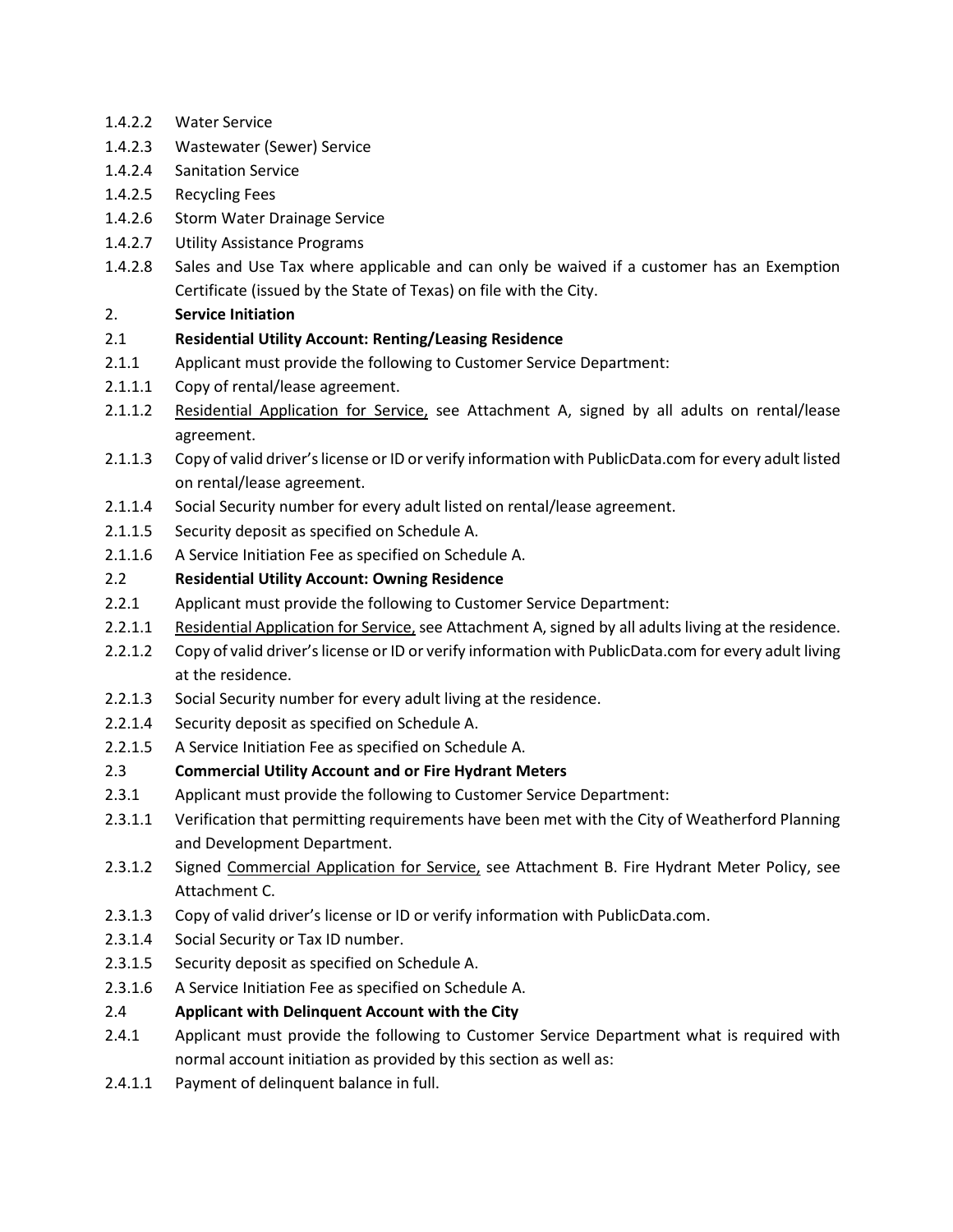1.4.2.2 Water Service

1.4.2.3 Wastewater (Sewer) Service

1.4.2.4 Sanitation Service

1.4.2.5 Recycling Fees

1.4.2.6 Storm Water Drainage Service

1.4.2.7 Utility Assistance Programs

1.4.2.8 Sales and Use Tax where applicable and can only be waived if a customer has an Exemption Certificate (issued by the State of Texas) on file with the City.

2. **Service Initiation**

2.1 **Residential Utility Account: Renting/Leasing Residence**

2.1.1 Applicant must provide the following to Customer Service Department:

2.1.1.1 Copy of rental/lease agreement.

2.1.1.2 Residential Application for Service, see Attachment A, signed by all adults on rental/lease agreement.

2.1.1.3 Copy of valid driver's license or ID or verify information with PublicData.com for every adult listed on rental/lease agreement.

2.1.1.4 Social Security number for every adult listed on rental/lease agreement.

2.1.1.5 Security deposit as specified on Schedule A.

2.1.1.6 A Service Initiation Fee as specified on Schedule A.

2.2 **Residential Utility Account: Owning Residence**

2.2.1 Applicant must provide the following to Customer Service Department:

2.2.1.1 Residential Application for Service, see Attachment A, signed by all adults living at the residence.

2.2.1.2 Copy of valid driver's license or ID or verify information with PublicData.com for every adult living at the residence.

2.2.1.3 Social Security number for every adult living at the residence.

2.2.1.4 Security deposit as specified on Schedule A.

2.2.1.5 A Service Initiation Fee as specified on Schedule A.

2.3 **Commercial Utility Account and or Fire Hydrant Meters**

2.3.1 Applicant must provide the following to Customer Service Department:

2.3.1.1 Verification that permitting requirements have been met with the City of Weatherford Planning and Development Department.

2.3.1.2 Signed Commercial Application for Service, see Attachment B. Fire Hydrant Meter Policy, see Attachment C.

2.3.1.3 Copy of valid driver's license or ID or verify information with PublicData.com.

2.3.1.4 Social Security or Tax ID number.

2.3.1.5 Security deposit as specified on Schedule A.

2.3.1.6 A Service Initiation Fee as specified on Schedule A.

2.4 **Applicant with Delinquent Account with the City**

2.4.1 Applicant must provide the following to Customer Service Department what is required with normal account initiation as provided by this section as well as:

2.4.1.1 Payment of delinquent balance in full.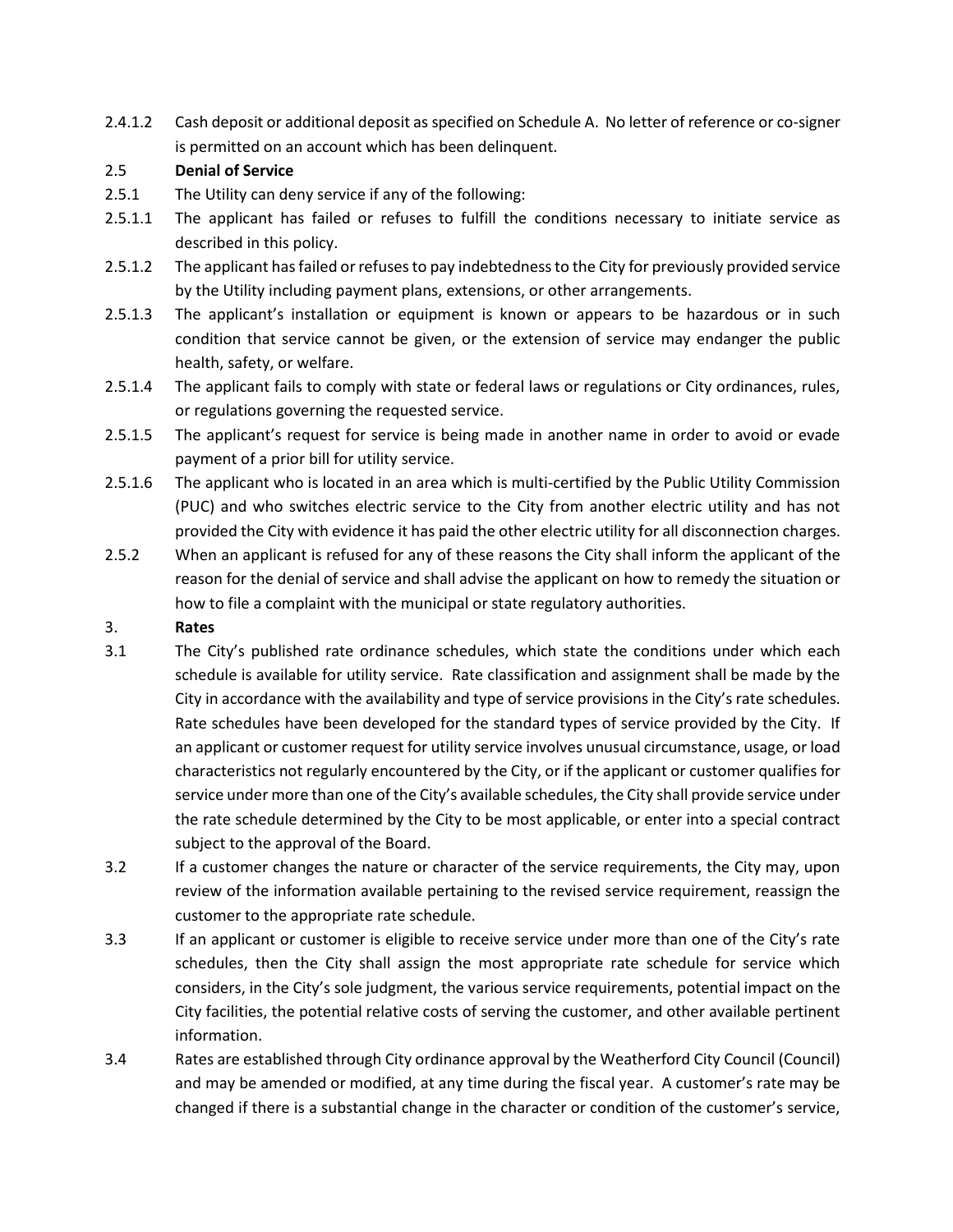2.4.1.2 Cash deposit or additional deposit as specified on Schedule A. No letter of reference or co-signer is permitted on an account which has been delinquent.

2.5 **Denial of Service**

2.5.1 The Utility can deny service if any of the following:

2.5.1.1 The applicant has failed or refuses to fulfill the conditions necessary to initiate service as described in this policy.

2.5.1.2 The applicant has failed or refuses to pay indebtedness to the City for previously provided service by the Utility including payment plans, extensions, or other arrangements.

2.5.1.3 The applicant's installation or equipment is known or appears to be hazardous or in such condition that service cannot be given, or the extension of service may endanger the public health, safety, or welfare.

2.5.1.4 The applicant fails to comply with state or federal laws or regulations or City ordinances, rules, or regulations governing the requested service.

2.5.1.5 The applicant's request for service is being made in another name in order to avoid or evade payment of a prior bill for utility service.

2.5.1.6 The applicant who is located in an area which is multi-certified by the Public Utility Commission (PUC) and who switches electric service to the City from another electric utility and has not provided the City with evidence it has paid the other electric utility for all disconnection charges.

2.5.2 When an applicant is refused for any of these reasons the City shall inform the applicant of the reason for the denial of service and shall advise the applicant on how to remedy the situation or how to file a complaint with the municipal or state regulatory authorities.

3. **Rates**

3.1 The City's published rate ordinance schedules, which state the conditions under which each schedule is available for utility service. Rate classification and assignment shall be made by the City in accordance with the availability and type of service provisions in the City's rate schedules. Rate schedules have been developed for the standard types of service provided by the City. If an applicant or customer request for utility service involves unusual circumstance, usage, or load characteristics not regularly encountered by the City, or if the applicant or customer qualifies for service under more than one of the City's available schedules, the City shall provide service under the rate schedule determined by the City to be most applicable, or enter into a special contract subject to the approval of the Board.

3.2 If a customer changes the nature or character of the service requirements, the City may, upon review of the information available pertaining to the revised service requirement, reassign the customer to the appropriate rate schedule.

3.3 If an applicant or customer is eligible to receive service under more than one of the City's rate schedules, then the City shall assign the most appropriate rate schedule for service which considers, in the City's sole judgment, the various service requirements, potential impact on the City facilities, the potential relative costs of serving the customer, and other available pertinent information.

3.4 Rates are established through City ordinance approval by the Weatherford City Council (Council) and may be amended or modified, at any time during the fiscal year. A customer's rate may be changed if there is a substantial change in the character or condition of the customer's service,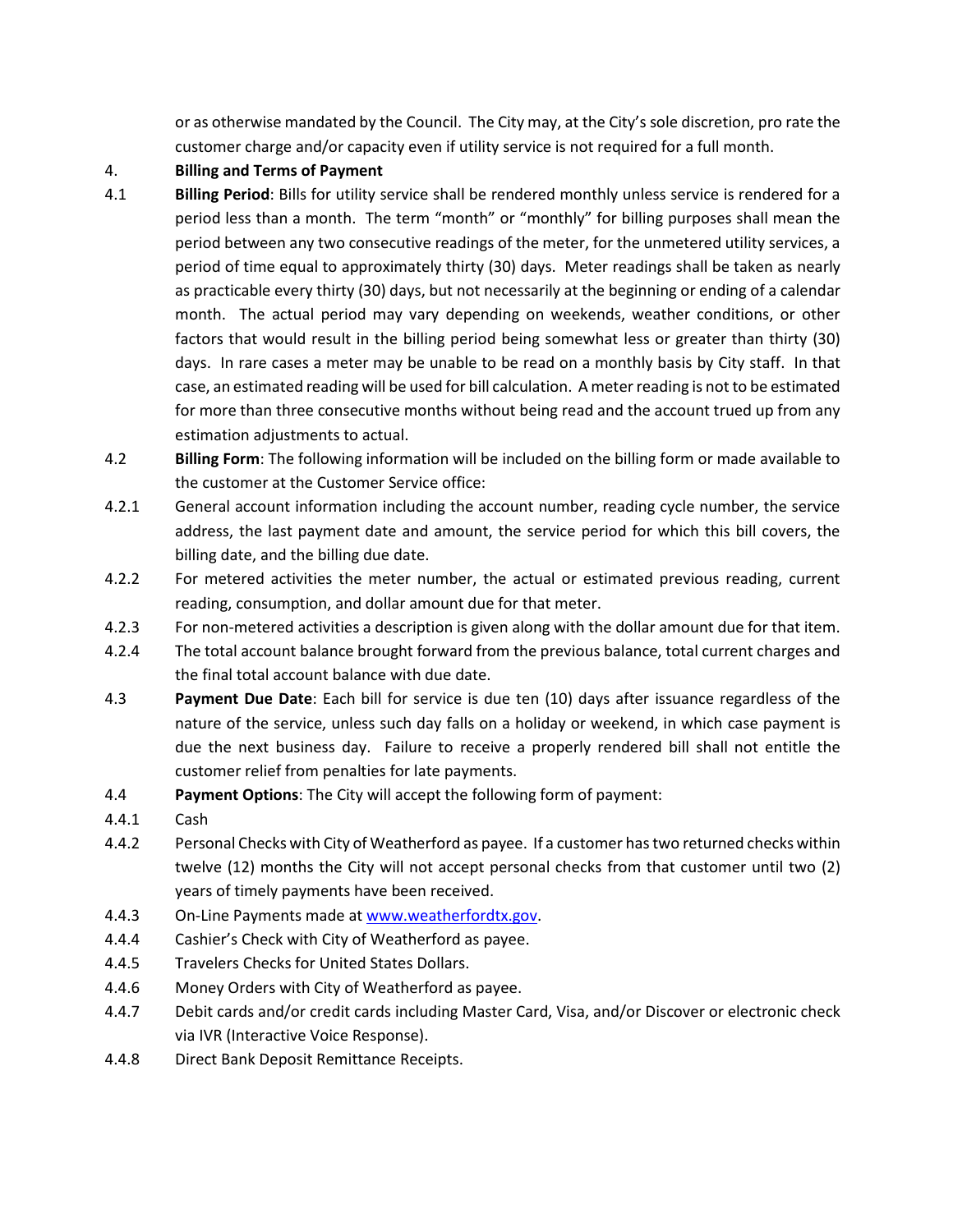or as otherwise mandated by the Council. The City may, at the City's sole discretion, pro rate the customer charge and/or capacity even if utility service is not required for a full month.

4. **Billing and Terms of Payment**

4.1 **Billing Period**: Bills for utility service shall be rendered monthly unless service is rendered for a period less than a month. The term "month" or "monthly" for billing purposes shall mean the period between any two consecutive readings of the meter, for the unmetered utility services, a period of time equal to approximately thirty (30) days. Meter readings shall be taken as nearly as practicable every thirty (30) days, but not necessarily at the beginning or ending of a calendar month. The actual period may vary depending on weekends, weather conditions, or other factors that would result in the billing period being somewhat less or greater than thirty (30) days. In rare cases a meter may be unable to be read on a monthly basis by City staff. In that case, an estimated reading will be used for bill calculation. A meter reading is not to be estimated for more than three consecutive months without being read and the account trued up from any estimation adjustments to actual.

4.2 **Billing Form**: The following information will be included on the billing form or made available to the customer at the Customer Service office:

4.2.1 General account information including the account number, reading cycle number, the service address, the last payment date and amount, the service period for which this bill covers, the billing date, and the billing due date.

4.2.2 For metered activities the meter number, the actual or estimated previous reading, current reading, consumption, and dollar amount due for that meter.

4.2.3 For non-metered activities a description is given along with the dollar amount due for that item.

4.2.4 The total account balance brought forward from the previous balance, total current charges and the final total account balance with due date.

4.3 **Payment Due Date**: Each bill for service is due ten (10) days after issuance regardless of the nature of the service, unless such day falls on a holiday or weekend, in which case payment is due the next business day. Failure to receive a properly rendered bill shall not entitle the customer relief from penalties for late payments.

4.4 **Payment Options**: The City will accept the following form of payment:

4.4.1 Cash

4.4.2 Personal Checks with City of Weatherford as payee. If a customer has two returned checks within twelve (12) months the City will not accept personal checks from that customer until two (2) years of timely payments have been received.

4.4.3 On-Line Payments made at [www.weatherfordtx.gov](www.weatherfordtx.gov).

4.4.4 Cashier's Check with City of Weatherford as payee.

4.4.5 Travelers Checks for United States Dollars.

4.4.6 Money Orders with City of Weatherford as payee.

4.4.7 Debit cards and/or credit cards including Master Card, Visa, and/or Discover or electronic check via IVR (Interactive Voice Response).

4.4.8 Direct Bank Deposit Remittance Receipts.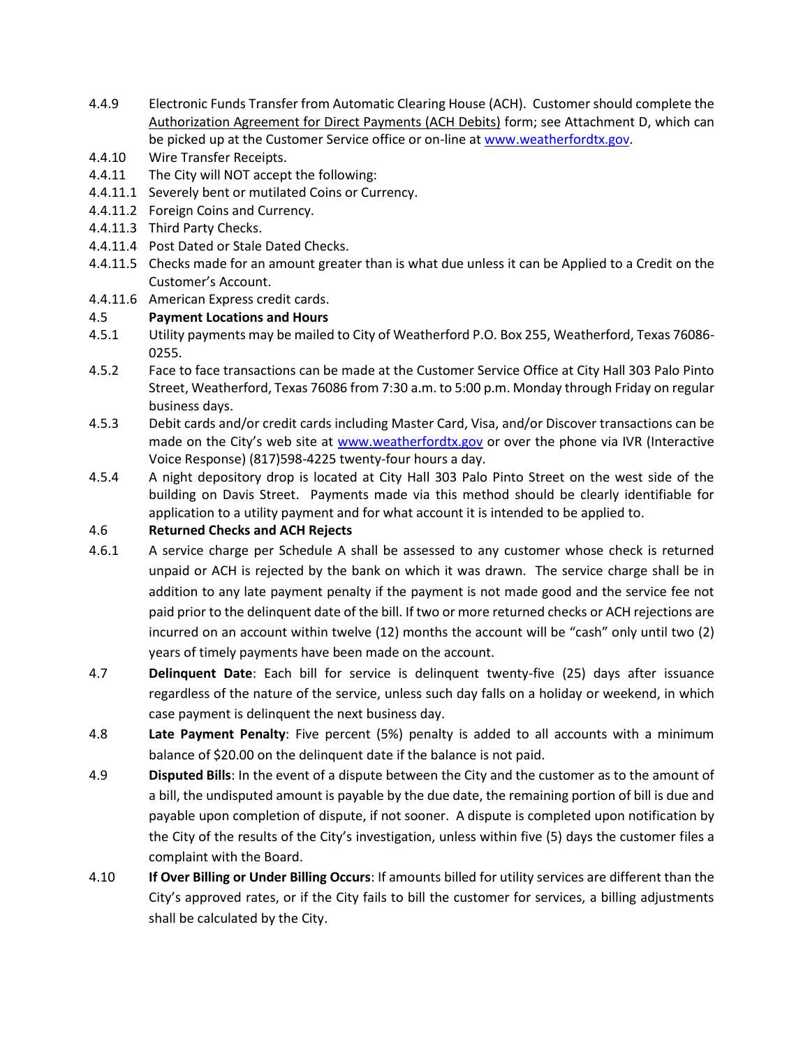4.4.9 Electronic Funds Transfer from Automatic Clearing House (ACH). Customer should complete the Authorization Agreement for Direct Payments (ACH Debits) form; see Attachment D, which can be picked up at the Customer Service office or on-line at www.weatherfordtx.gov.

4.4.10 Wire Transfer Receipts.

4.4.11 The City will NOT accept the following:

4.4.11.1 Severely bent or mutilated Coins or Currency.

4.4.11.2 Foreign Coins and Currency.

4.4.11.3 Third Party Checks.

4.4.11.4 Post Dated or Stale Dated Checks.

4.4.11.5 Checks made for an amount greater than is what due unless it can be Applied to a Credit on the Customer's Account.

4.4.11.6 American Express credit cards.

4.5 **Payment Locations and Hours**

4.5.1 Utility payments may be mailed to City of Weatherford P.O. Box 255, Weatherford, Texas 76086-0255.

4.5.2 Face to face transactions can be made at the Customer Service Office at City Hall 303 Palo Pinto Street, Weatherford, Texas 76086 from 7:30 a.m. to 5:00 p.m. Monday through Friday on regular business days.

4.5.3 Debit cards and/or credit cards including Master Card, Visa, and/or Discover transactions can be made on the City's web site at www.weatherfordtx.gov or over the phone via IVR (Interactive Voice Response) (817)598-4225 twenty-four hours a day.

4.5.4 A night depository drop is located at City Hall 303 Palo Pinto Street on the west side of the building on Davis Street. Payments made via this method should be clearly identifiable for application to a utility payment and for what account it is intended to be applied to.

4.6 **Returned Checks and ACH Rejects**

4.6.1 A service charge per Schedule A shall be assessed to any customer whose check is returned unpaid or ACH is rejected by the bank on which it was drawn. The service charge shall be in addition to any late payment penalty if the payment is not made good and the service fee not paid prior to the delinquent date of the bill. If two or more returned checks or ACH rejections are incurred on an account within twelve (12) months the account will be "cash" only until two (2) years of timely payments have been made on the account.

4.7 **Delinquent Date**: Each bill for service is delinquent twenty-five (25) days after issuance regardless of the nature of the service, unless such day falls on a holiday or weekend, in which case payment is delinquent the next business day.

4.8 **Late Payment Penalty**: Five percent (5%) penalty is added to all accounts with a minimum balance of $20.00 on the delinquent date if the balance is not paid.

4.9 **Disputed Bills**: In the event of a dispute between the City and the customer as to the amount of a bill, the undisputed amount is payable by the due date, the remaining portion of bill is due and payable upon completion of dispute, if not sooner. A dispute is completed upon notification by the City of the results of the City's investigation, unless within five (5) days the customer files a complaint with the Board.

4.10 **If Over Billing or Under Billing Occurs**: If amounts billed for utility services are different than the City's approved rates, or if the City fails to bill the customer for services, a billing adjustments shall be calculated by the City.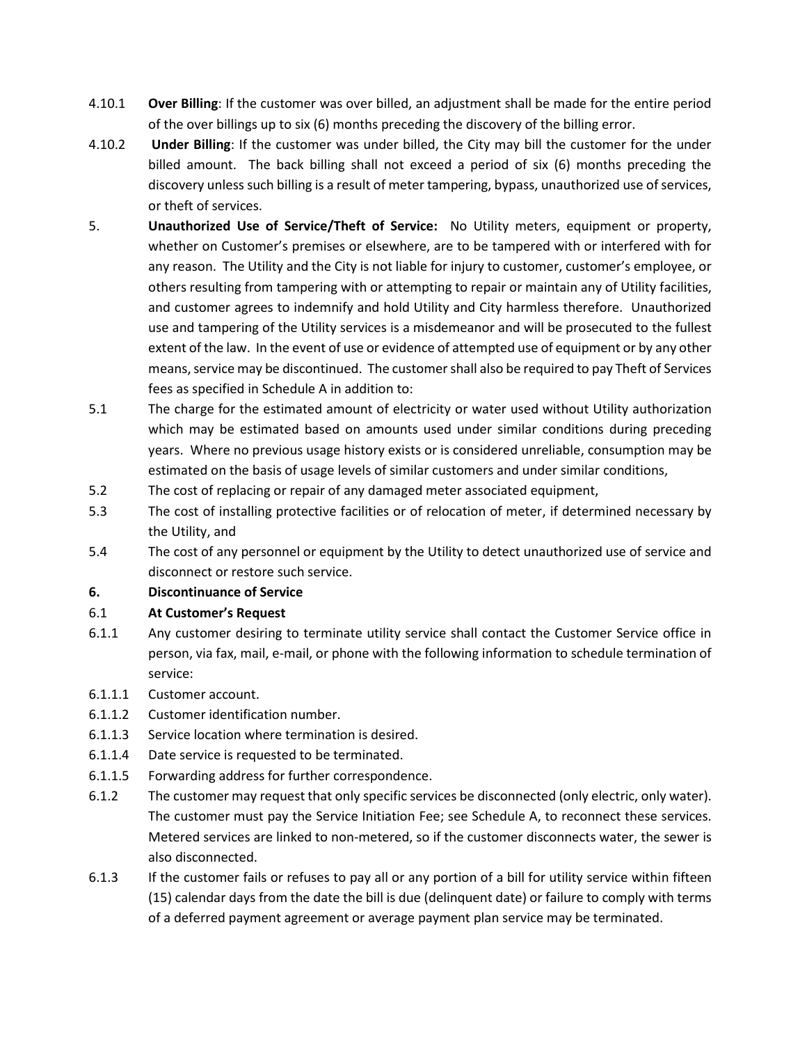4.10.1 **Over Billing**: If the customer was over billed, an adjustment shall be made for the entire period of the over billings up to six (6) months preceding the discovery of the billing error.

4.10.2 **Under Billing**: If the customer was under billed, the City may bill the customer for the under billed amount. The back billing shall not exceed a period of six (6) months preceding the discovery unless such billing is a result of meter tampering, bypass, unauthorized use of services, or theft of services.

5. **Unauthorized Use of Service/Theft of Service:** No Utility meters, equipment or property, whether on Customer's premises or elsewhere, are to be tampered with or interfered with for any reason. The Utility and the City is not liable for injury to customer, customer's employee, or others resulting from tampering with or attempting to repair or maintain any of Utility facilities, and customer agrees to indemnify and hold Utility and City harmless therefore. Unauthorized use and tampering of the Utility services is a misdemeanor and will be prosecuted to the fullest extent of the law. In the event of use or evidence of attempted use of equipment or by any other means, service may be discontinued. The customer shall also be required to pay Theft of Services fees as specified in Schedule A in addition to:

5.1 The charge for the estimated amount of electricity or water used without Utility authorization which may be estimated based on amounts used under similar conditions during preceding years. Where no previous usage history exists or is considered unreliable, consumption may be estimated on the basis of usage levels of similar customers and under similar conditions,

5.2 The cost of replacing or repair of any damaged meter associated equipment,

5.3 The cost of installing protective facilities or of relocation of meter, if determined necessary by the Utility, and

5.4 The cost of any personnel or equipment by the Utility to detect unauthorized use of service and disconnect or restore such service.

**6. Discontinuance of Service**

6.1 **At Customer's Request**

6.1.1 Any customer desiring to terminate utility service shall contact the Customer Service office in person, via fax, mail, e-mail, or phone with the following information to schedule termination of service:

6.1.1.1 Customer account.

6.1.1.2 Customer identification number.

6.1.1.3 Service location where termination is desired.

6.1.1.4 Date service is requested to be terminated.

6.1.1.5 Forwarding address for further correspondence.

6.1.2 The customer may request that only specific services be disconnected (only electric, only water). The customer must pay the Service Initiation Fee; see Schedule A, to reconnect these services. Metered services are linked to non-metered, so if the customer disconnects water, the sewer is also disconnected.

6.1.3 If the customer fails or refuses to pay all or any portion of a bill for utility service within fifteen (15) calendar days from the date the bill is due (delinquent date) or failure to comply with terms of a deferred payment agreement or average payment plan service may be terminated.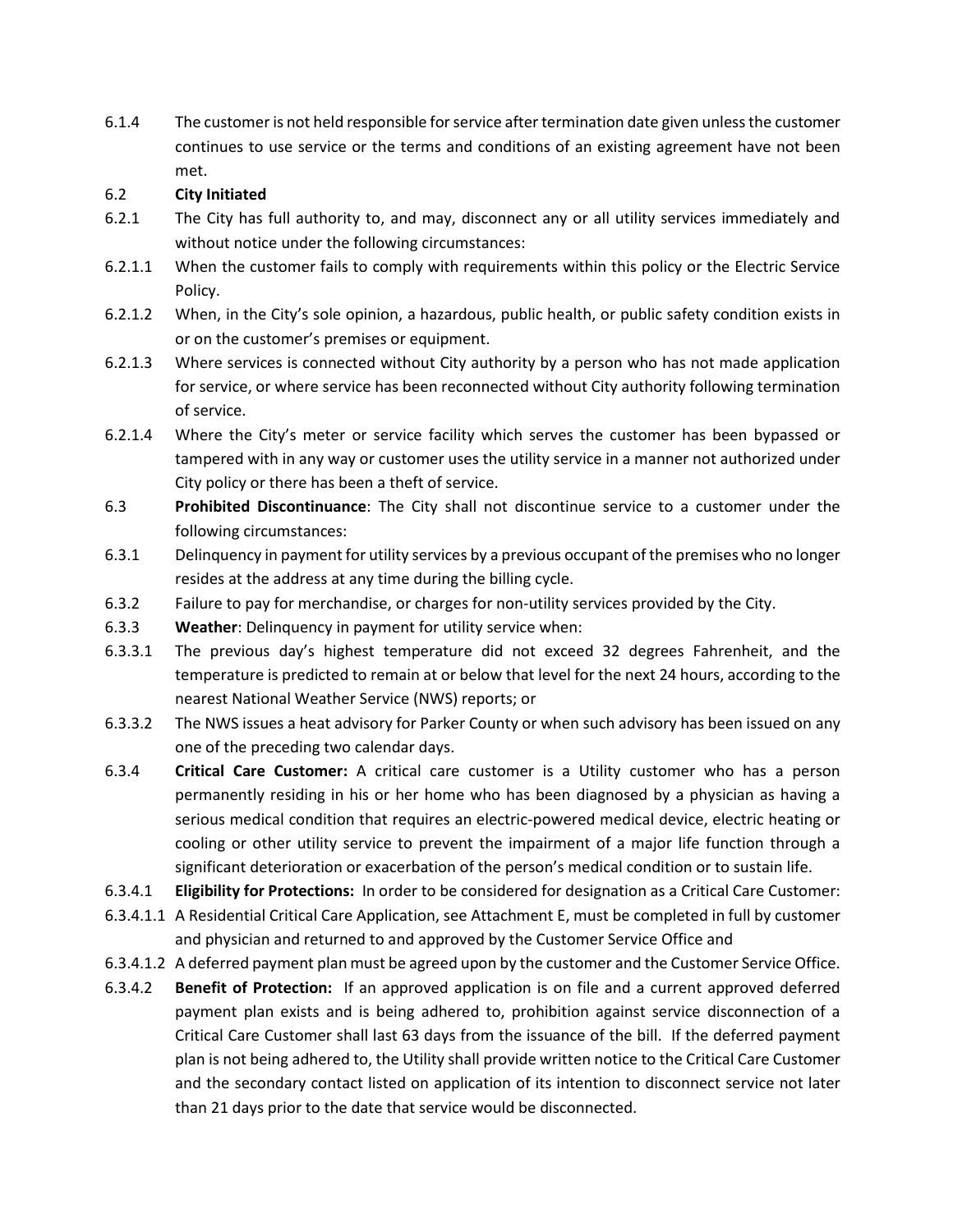6.1.4 The customer is not held responsible for service after termination date given unless the customer continues to use service or the terms and conditions of an existing agreement have not been met.

6.2 **City Initiated**

6.2.1 The City has full authority to, and may, disconnect any or all utility services immediately and without notice under the following circumstances:

6.2.1.1 When the customer fails to comply with requirements within this policy or the Electric Service Policy.

6.2.1.2 When, in the City's sole opinion, a hazardous, public health, or public safety condition exists in or on the customer's premises or equipment.

6.2.1.3 Where services is connected without City authority by a person who has not made application for service, or where service has been reconnected without City authority following termination of service.

6.2.1.4 Where the City's meter or service facility which serves the customer has been bypassed or tampered with in any way or customer uses the utility service in a manner not authorized under City policy or there has been a theft of service.

6.3 **Prohibited Discontinuance**: The City shall not discontinue service to a customer under the following circumstances:

6.3.1 Delinquency in payment for utility services by a previous occupant of the premises who no longer resides at the address at any time during the billing cycle.

6.3.2 Failure to pay for merchandise, or charges for non-utility services provided by the City.

6.3.3 **Weather**: Delinquency in payment for utility service when:

6.3.3.1 The previous day's highest temperature did not exceed 32 degrees Fahrenheit, and the temperature is predicted to remain at or below that level for the next 24 hours, according to the nearest National Weather Service (NWS) reports; or

6.3.3.2 The NWS issues a heat advisory for Parker County or when such advisory has been issued on any one of the preceding two calendar days.

6.3.4 **Critical Care Customer:** A critical care customer is a Utility customer who has a person permanently residing in his or her home who has been diagnosed by a physician as having a serious medical condition that requires an electric-powered medical device, electric heating or cooling or other utility service to prevent the impairment of a major life function through a significant deterioration or exacerbation of the person's medical condition or to sustain life.

6.3.4.1 **Eligibility for Protections:** In order to be considered for designation as a Critical Care Customer:

6.3.4.1.1 A Residential Critical Care Application, see Attachment E, must be completed in full by customer and physician and returned to and approved by the Customer Service Office and

6.3.4.1.2 A deferred payment plan must be agreed upon by the customer and the Customer Service Office.

6.3.4.2 **Benefit of Protection:** If an approved application is on file and a current approved deferred payment plan exists and is being adhered to, prohibition against service disconnection of a Critical Care Customer shall last 63 days from the issuance of the bill. If the deferred payment plan is not being adhered to, the Utility shall provide written notice to the Critical Care Customer and the secondary contact listed on application of its intention to disconnect service not later than 21 days prior to the date that service would be disconnected.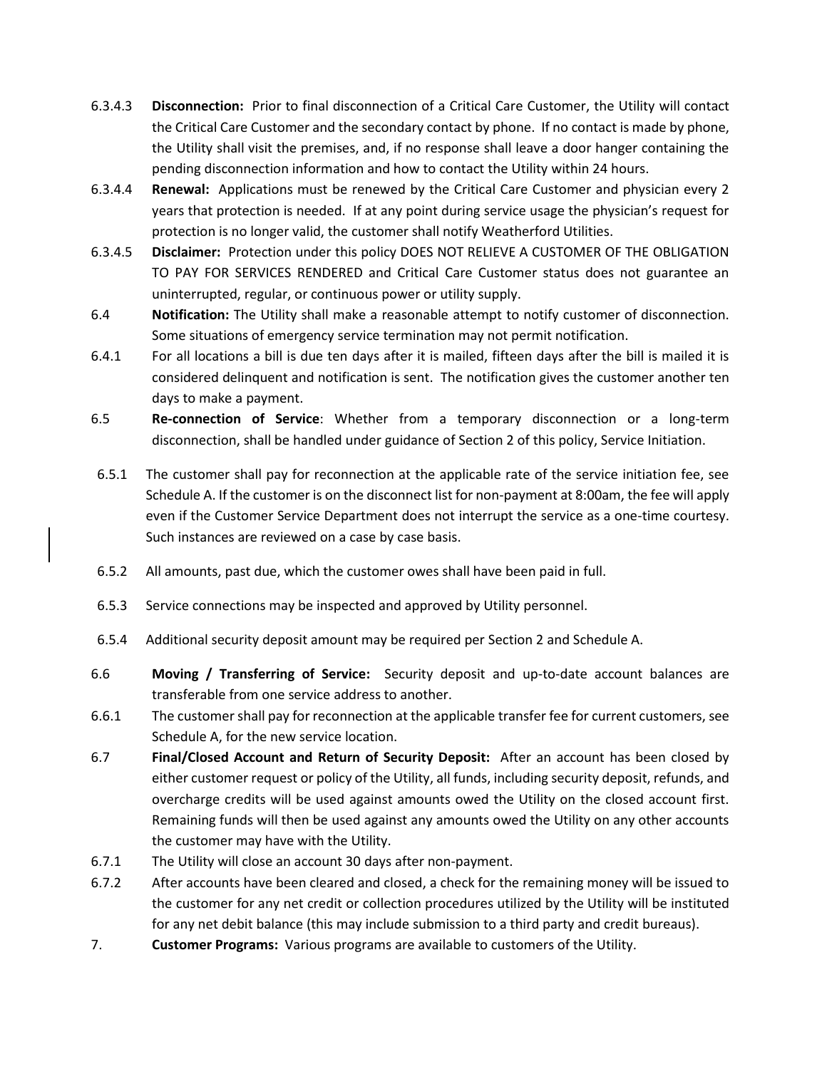6.3.4.3 **Disconnection:** Prior to final disconnection of a Critical Care Customer, the Utility will contact the Critical Care Customer and the secondary contact by phone. If no contact is made by phone, the Utility shall visit the premises, and, if no response shall leave a door hanger containing the pending disconnection information and how to contact the Utility within 24 hours.

6.3.4.4 **Renewal:** Applications must be renewed by the Critical Care Customer and physician every 2 years that protection is needed. If at any point during service usage the physician's request for protection is no longer valid, the customer shall notify Weatherford Utilities.

6.3.4.5 **Disclaimer:** Protection under this policy DOES NOT RELIEVE A CUSTOMER OF THE OBLIGATION TO PAY FOR SERVICES RENDERED and Critical Care Customer status does not guarantee an uninterrupted, regular, or continuous power or utility supply.

6.4 **Notification:** The Utility shall make a reasonable attempt to notify customer of disconnection. Some situations of emergency service termination may not permit notification.

6.4.1 For all locations a bill is due ten days after it is mailed, fifteen days after the bill is mailed it is considered delinquent and notification is sent. The notification gives the customer another ten days to make a payment.

6.5 **Re-connection of Service**: Whether from a temporary disconnection or a long-term disconnection, shall be handled under guidance of Section 2 of this policy, Service Initiation.

6.5.1 The customer shall pay for reconnection at the applicable rate of the service initiation fee, see Schedule A. If the customer is on the disconnect list for non-payment at 8:00am, the fee will apply even if the Customer Service Department does not interrupt the service as a one-time courtesy. Such instances are reviewed on a case by case basis.

6.5.2 All amounts, past due, which the customer owes shall have been paid in full.

6.5.3 Service connections may be inspected and approved by Utility personnel.

6.5.4 Additional security deposit amount may be required per Section 2 and Schedule A.

6.6 **Moving / Transferring of Service:** Security deposit and up-to-date account balances are transferable from one service address to another.

6.6.1 The customer shall pay for reconnection at the applicable transfer fee for current customers, see Schedule A, for the new service location.

6.7 **Final/Closed Account and Return of Security Deposit:** After an account has been closed by either customer request or policy of the Utility, all funds, including security deposit, refunds, and overcharge credits will be used against amounts owed the Utility on the closed account first. Remaining funds will then be used against any amounts owed the Utility on any other accounts the customer may have with the Utility.

6.7.1 The Utility will close an account 30 days after non-payment.

6.7.2 After accounts have been cleared and closed, a check for the remaining money will be issued to the customer for any net credit or collection procedures utilized by the Utility will be instituted for any net debit balance (this may include submission to a third party and credit bureaus).

7. **Customer Programs:** Various programs are available to customers of the Utility.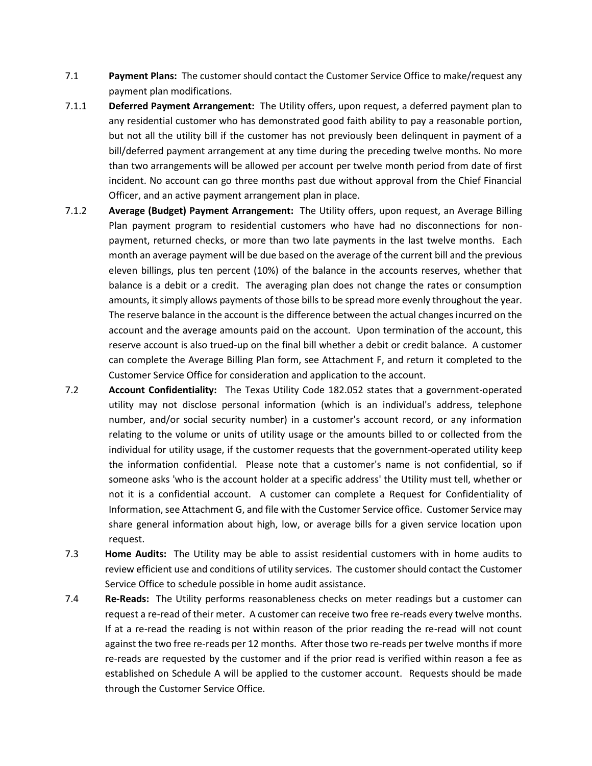7.1 **Payment Plans:** The customer should contact the Customer Service Office to make/request any payment plan modifications.

7.1.1 **Deferred Payment Arrangement:** The Utility offers, upon request, a deferred payment plan to any residential customer who has demonstrated good faith ability to pay a reasonable portion, but not all the utility bill if the customer has not previously been delinquent in payment of a bill/deferred payment arrangement at any time during the preceding twelve months. No more than two arrangements will be allowed per account per twelve month period from date of first incident. No account can go three months past due without approval from the Chief Financial Officer, and an active payment arrangement plan in place.

7.1.2 **Average (Budget) Payment Arrangement:** The Utility offers, upon request, an Average Billing Plan payment program to residential customers who have had no disconnections for non-payment, returned checks, or more than two late payments in the last twelve months. Each month an average payment will be due based on the average of the current bill and the previous eleven billings, plus ten percent (10%) of the balance in the accounts reserves, whether that balance is a debit or a credit. The averaging plan does not change the rates or consumption amounts, it simply allows payments of those bills to be spread more evenly throughout the year. The reserve balance in the account is the difference between the actual changes incurred on the account and the average amounts paid on the account. Upon termination of the account, this reserve account is also trued-up on the final bill whether a debit or credit balance. A customer can complete the Average Billing Plan form, see Attachment F, and return it completed to the Customer Service Office for consideration and application to the account.

7.2 **Account Confidentiality:** The Texas Utility Code 182.052 states that a government-operated utility may not disclose personal information (which is an individual's address, telephone number, and/or social security number) in a customer's account record, or any information relating to the volume or units of utility usage or the amounts billed to or collected from the individual for utility usage, if the customer requests that the government-operated utility keep the information confidential. Please note that a customer's name is not confidential, so if someone asks 'who is the account holder at a specific address' the Utility must tell, whether or not it is a confidential account. A customer can complete a Request for Confidentiality of Information, see Attachment G, and file with the Customer Service office. Customer Service may share general information about high, low, or average bills for a given service location upon request.

7.3 **Home Audits:** The Utility may be able to assist residential customers with in home audits to review efficient use and conditions of utility services. The customer should contact the Customer Service Office to schedule possible in home audit assistance.

7.4 **Re-Reads:** The Utility performs reasonableness checks on meter readings but a customer can request a re-read of their meter. A customer can receive two free re-reads every twelve months. If at a re-read the reading is not within reason of the prior reading the re-read will not count against the two free re-reads per 12 months. After those two re-reads per twelve months if more re-reads are requested by the customer and if the prior read is verified within reason a fee as established on Schedule A will be applied to the customer account. Requests should be made through the Customer Service Office.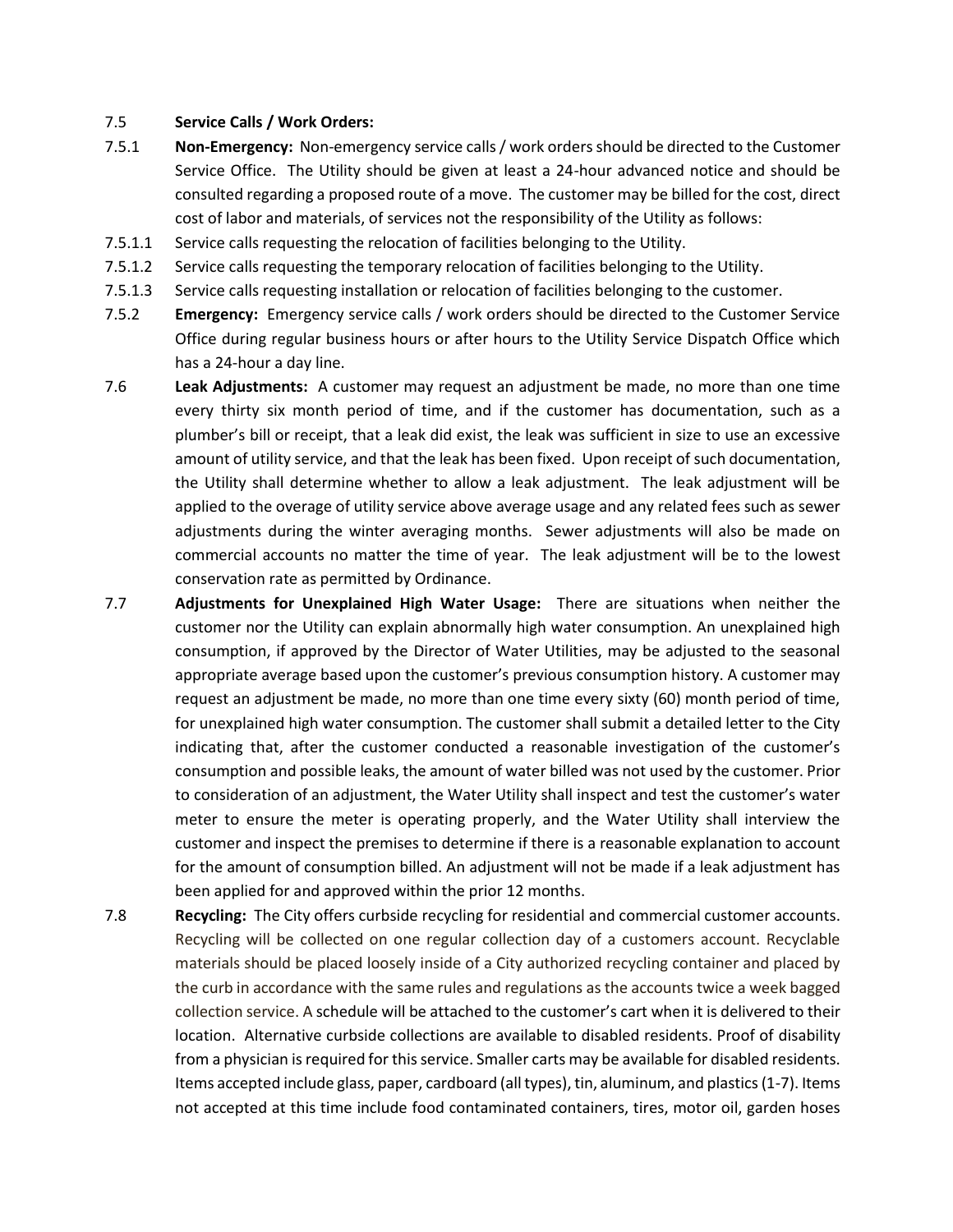7.5 **Service Calls / Work Orders:**

7.5.1 **Non-Emergency:** Non-emergency service calls / work orders should be directed to the Customer Service Office. The Utility should be given at least a 24-hour advanced notice and should be consulted regarding a proposed route of a move. The customer may be billed for the cost, direct cost of labor and materials, of services not the responsibility of the Utility as follows:

7.5.1.1 Service calls requesting the relocation of facilities belonging to the Utility.

7.5.1.2 Service calls requesting the temporary relocation of facilities belonging to the Utility.

7.5.1.3 Service calls requesting installation or relocation of facilities belonging to the customer.

7.5.2 **Emergency:** Emergency service calls / work orders should be directed to the Customer Service Office during regular business hours or after hours to the Utility Service Dispatch Office which has a 24-hour a day line.

7.6 **Leak Adjustments:** A customer may request an adjustment be made, no more than one time every thirty six month period of time, and if the customer has documentation, such as a plumber's bill or receipt, that a leak did exist, the leak was sufficient in size to use an excessive amount of utility service, and that the leak has been fixed. Upon receipt of such documentation, the Utility shall determine whether to allow a leak adjustment. The leak adjustment will be applied to the overage of utility service above average usage and any related fees such as sewer adjustments during the winter averaging months. Sewer adjustments will also be made on commercial accounts no matter the time of year. The leak adjustment will be to the lowest conservation rate as permitted by Ordinance.

7.7 **Adjustments for Unexplained High Water Usage:** There are situations when neither the customer nor the Utility can explain abnormally high water consumption. An unexplained high consumption, if approved by the Director of Water Utilities, may be adjusted to the seasonal appropriate average based upon the customer's previous consumption history. A customer may request an adjustment be made, no more than one time every sixty (60) month period of time, for unexplained high water consumption. The customer shall submit a detailed letter to the City indicating that, after the customer conducted a reasonable investigation of the customer's consumption and possible leaks, the amount of water billed was not used by the customer. Prior to consideration of an adjustment, the Water Utility shall inspect and test the customer's water meter to ensure the meter is operating properly, and the Water Utility shall interview the customer and inspect the premises to determine if there is a reasonable explanation to account for the amount of consumption billed. An adjustment will not be made if a leak adjustment has been applied for and approved within the prior 12 months.

7.8 **Recycling:** The City offers curbside recycling for residential and commercial customer accounts. Recycling will be collected on one regular collection day of a customers account. Recyclable materials should be placed loosely inside of a City authorized recycling container and placed by the curb in accordance with the same rules and regulations as the accounts twice a week bagged collection service. A schedule will be attached to the customer's cart when it is delivered to their location. Alternative curbside collections are available to disabled residents. Proof of disability from a physician is required for this service. Smaller carts may be available for disabled residents. Items accepted include glass, paper, cardboard (all types), tin, aluminum, and plastics (1-7). Items not accepted at this time include food contaminated containers, tires, motor oil, garden hoses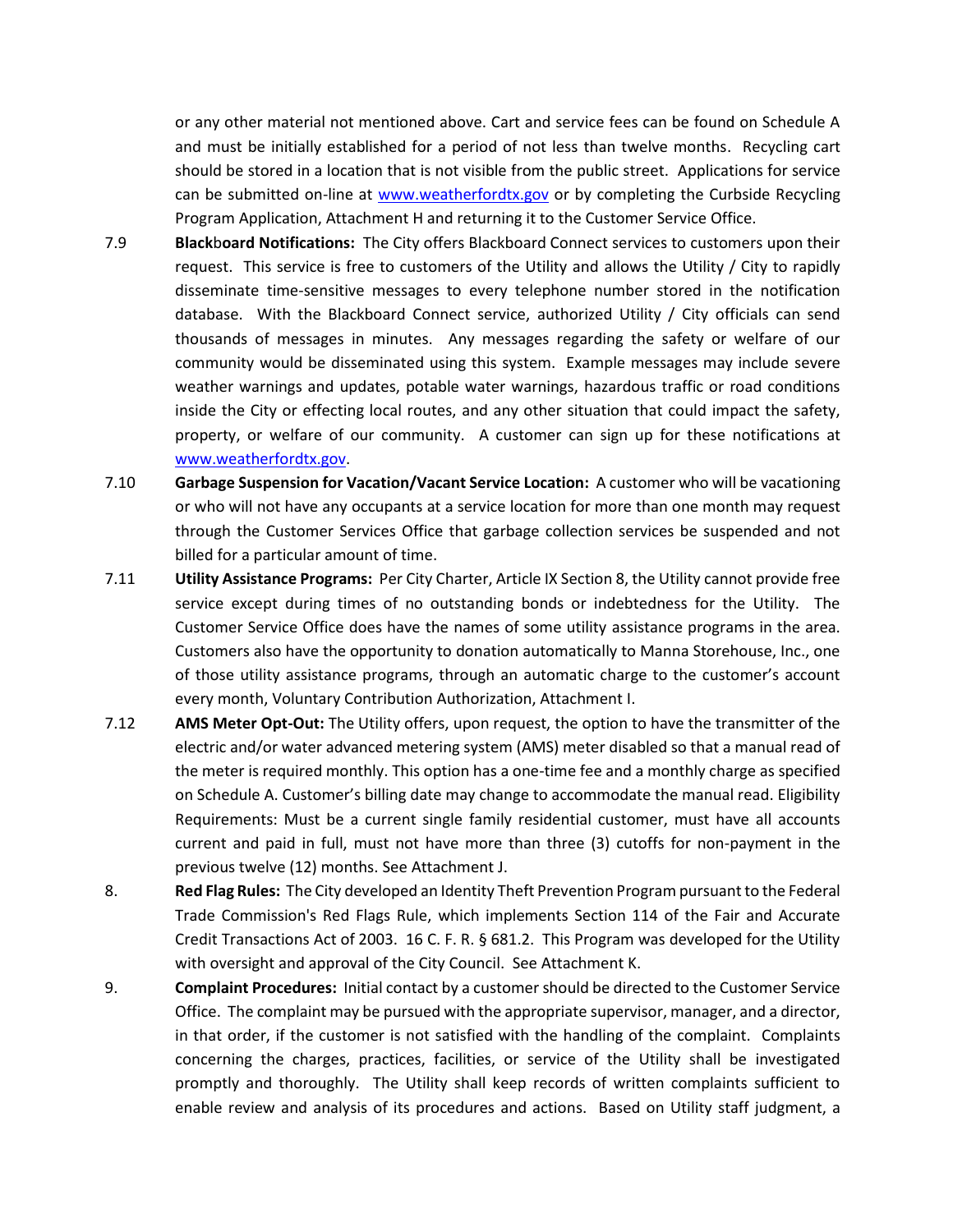or any other material not mentioned above. Cart and service fees can be found on Schedule A and must be initially established for a period of not less than twelve months. Recycling cart should be stored in a location that is not visible from the public street. Applications for service can be submitted on-line at [www.weatherfordtx.gov](www.weatherfordtx.gov) or by completing the Curbside Recycling Program Application, Attachment H and returning it to the Customer Service Office.

7.9 **Black**b**oard Notifications:** The City offers Blackboard Connect services to customers upon their request. This service is free to customers of the Utility and allows the Utility / City to rapidly disseminate time-sensitive messages to every telephone number stored in the notification database. With the Blackboard Connect service, authorized Utility / City officials can send thousands of messages in minutes. Any messages regarding the safety or welfare of our community would be disseminated using this system. Example messages may include severe weather warnings and updates, potable water warnings, hazardous traffic or road conditions inside the City or effecting local routes, and any other situation that could impact the safety, property, or welfare of our community. A customer can sign up for these notifications at [www.weatherfordtx.gov](www.weatherfordtx.gov).

7.10 **Garbage Suspension for Vacation/Vacant Service Location:** A customer who will be vacationing or who will not have any occupants at a service location for more than one month may request through the Customer Services Office that garbage collection services be suspended and not billed for a particular amount of time.

7.11 **Utility Assistance Programs:** Per City Charter, Article IX Section 8, the Utility cannot provide free service except during times of no outstanding bonds or indebtedness for the Utility. The Customer Service Office does have the names of some utility assistance programs in the area. Customers also have the opportunity to donation automatically to Manna Storehouse, Inc., one of those utility assistance programs, through an automatic charge to the customer's account every month, Voluntary Contribution Authorization, Attachment I.

7.12 **AMS Meter Opt-Out:** The Utility offers, upon request, the option to have the transmitter of the electric and/or water advanced metering system (AMS) meter disabled so that a manual read of the meter is required monthly. This option has a one-time fee and a monthly charge as specified on Schedule A. Customer's billing date may change to accommodate the manual read. Eligibility Requirements: Must be a current single family residential customer, must have all accounts current and paid in full, must not have more than three (3) cutoffs for non-payment in the previous twelve (12) months. See Attachment J.

8. **Red Flag Rules:** The City developed an Identity Theft Prevention Program pursuant to the Federal Trade Commission's Red Flags Rule, which implements Section 114 of the Fair and Accurate Credit Transactions Act of 2003. 16 C. F. R. § 681.2. This Program was developed for the Utility with oversight and approval of the City Council. See Attachment K.

9. **Complaint Procedures:** Initial contact by a customer should be directed to the Customer Service Office. The complaint may be pursued with the appropriate supervisor, manager, and a director, in that order, if the customer is not satisfied with the handling of the complaint. Complaints concerning the charges, practices, facilities, or service of the Utility shall be investigated promptly and thoroughly. The Utility shall keep records of written complaints sufficient to enable review and analysis of its procedures and actions. Based on Utility staff judgment, a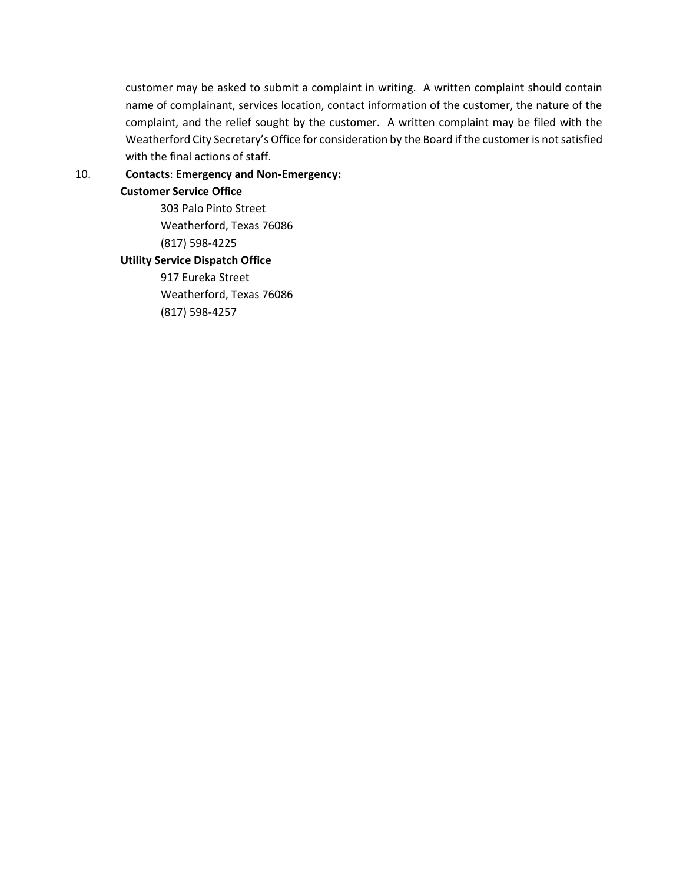customer may be asked to submit a complaint in writing. A written complaint should contain name of complainant, services location, contact information of the customer, the nature of the complaint, and the relief sought by the customer. A written complaint may be filed with the Weatherford City Secretary's Office for consideration by the Board if the customer is not satisfied with the final actions of staff.

10. **Contacts**: **Emergency and Non-Emergency:**

**Customer Service Office**

303 Palo Pinto Street
Weatherford, Texas 76086
(817) 598-4225

**Utility Service Dispatch Office**

917 Eureka Street
Weatherford, Texas 76086
(817) 598-4257